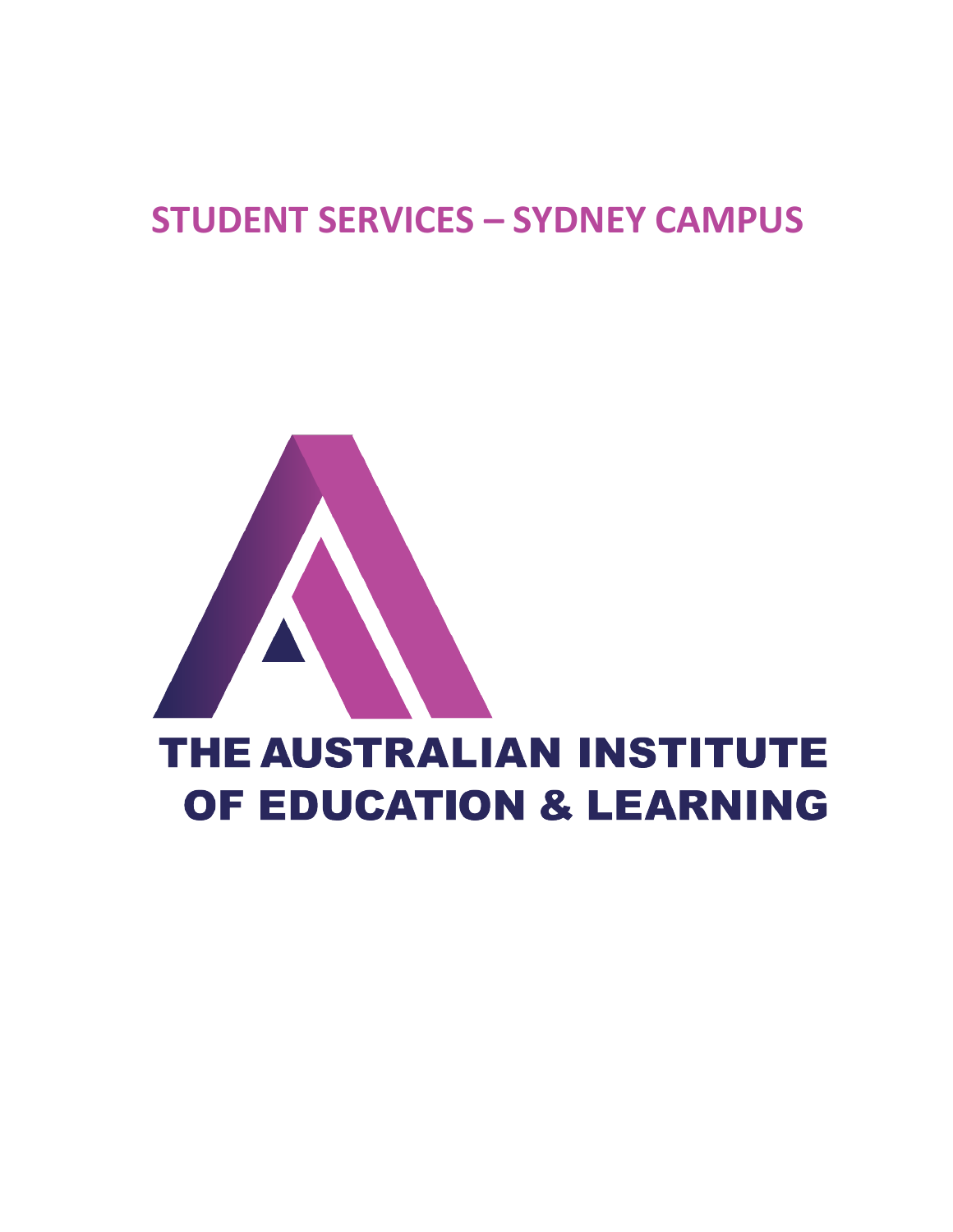# STUDENT SERVICES – SYDNEY CAMPUS

THE AUSTRALIAN INSTITUTE OF EDUCATION & LEARNING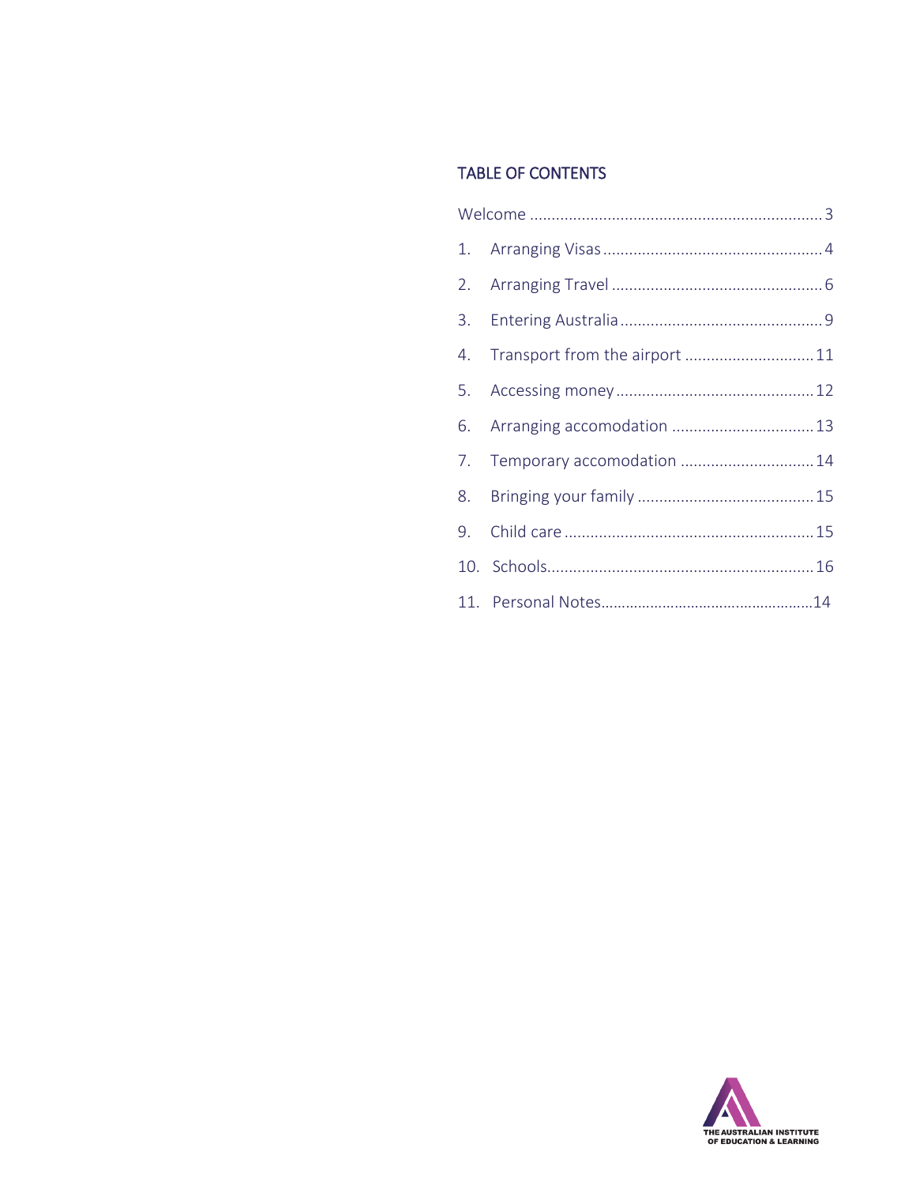## TABLE OF CONTENTS

Welcome .................................................................... 3

1. Arranging Visas .................................................. 4
2. Arranging Travel ................................................ 6
3. Entering Australia .............................................. 9
4. Transport from the airport ............................. 11
5. Accessing money ............................................. 12
6. Arranging accomodation ................................ 13
7. Temporary accomodation .............................. 14
8. Bringing your family ........................................ 15
9. Child care ......................................................... 15
10. Schools ............................................................. 16
11. Personal Notes .................................................. 14

THE AUSTRALIAN INSTITUTE OF EDUCATION & LEARNING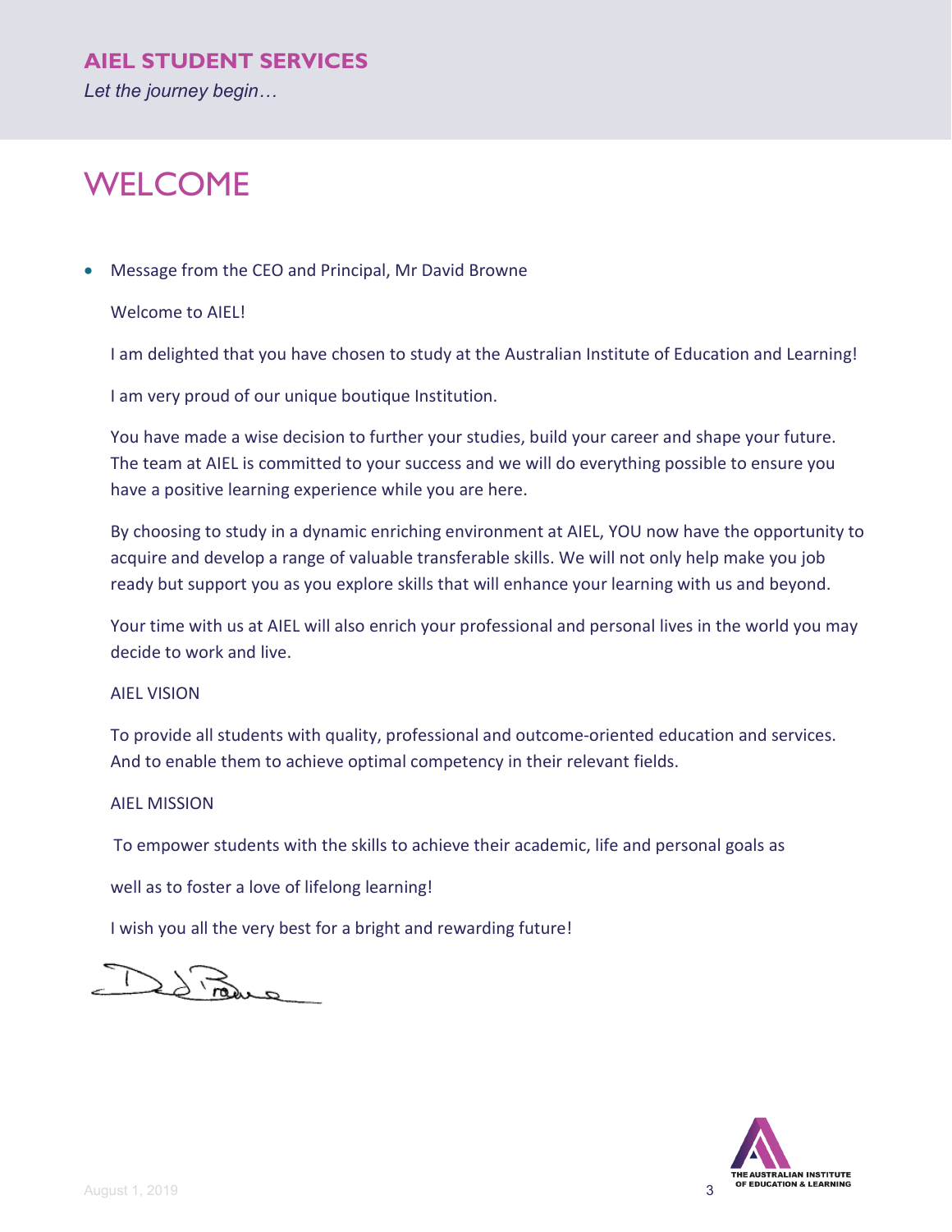**AIEL STUDENT SERVICES**

*Let the journey begin…*

# WELCOME

- Message from the CEO and Principal, Mr David Browne

Welcome to AIEL!

I am delighted that you have chosen to study at the Australian Institute of Education and Learning!

I am very proud of our unique boutique Institution.

You have made a wise decision to further your studies, build your career and shape your future. The team at AIEL is committed to your success and we will do everything possible to ensure you have a positive learning experience while you are here.

By choosing to study in a dynamic enriching environment at AIEL, YOU now have the opportunity to acquire and develop a range of valuable transferable skills. We will not only help make you job ready but support you as you explore skills that will enhance your learning with us and beyond.

Your time with us at AIEL will also enrich your professional and personal lives in the world you may decide to work and live.

AIEL VISION

To provide all students with quality, professional and outcome-oriented education and services. And to enable them to achieve optimal competency in their relevant fields.

AIEL MISSION

To empower students with the skills to achieve their academic, life and personal goals as

well as to foster a love of lifelong learning!

I wish you all the very best for a bright and rewarding future!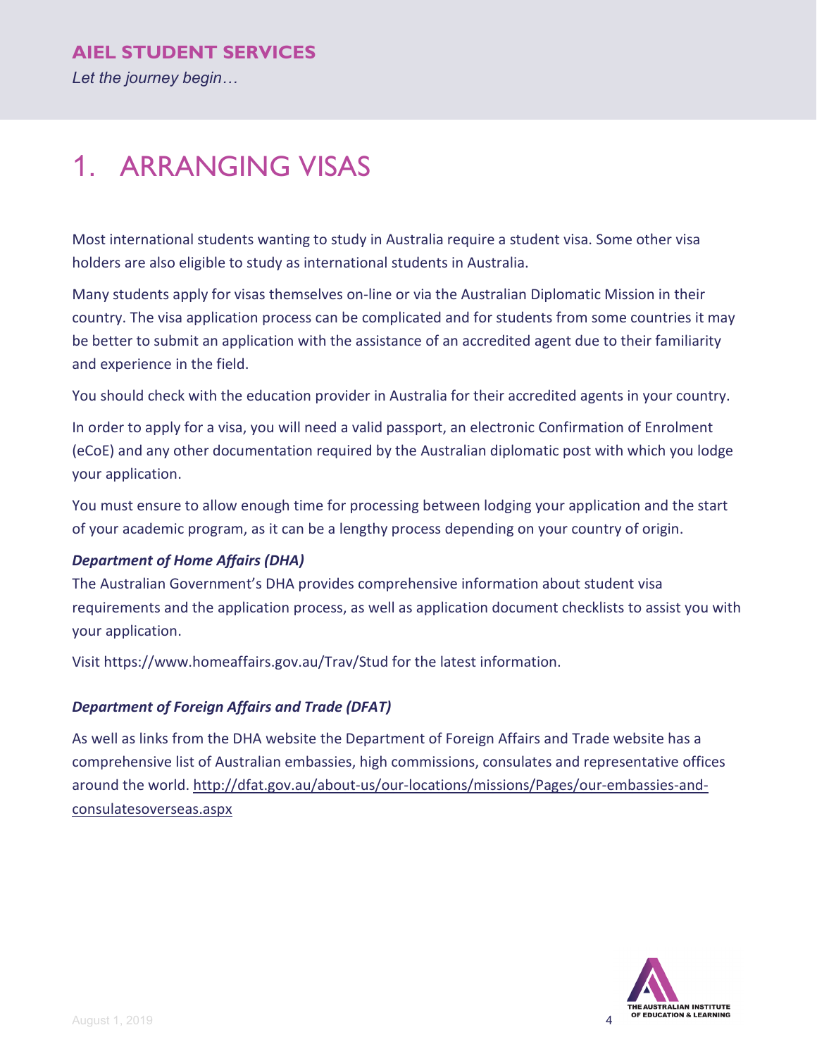# 1. ARRANGING VISAS

Most international students wanting to study in Australia require a student visa. Some other visa holders are also eligible to study as international students in Australia.

Many students apply for visas themselves on-line or via the Australian Diplomatic Mission in their country. The visa application process can be complicated and for students from some countries it may be better to submit an application with the assistance of an accredited agent due to their familiarity and experience in the field.

You should check with the education provider in Australia for their accredited agents in your country.

In order to apply for a visa, you will need a valid passport, an electronic Confirmation of Enrolment (eCoE) and any other documentation required by the Australian diplomatic post with which you lodge your application.

You must ensure to allow enough time for processing between lodging your application and the start of your academic program, as it can be a lengthy process depending on your country of origin.

***Department of Home Affairs (DHA)***

The Australian Government's DHA provides comprehensive information about student visa requirements and the application process, as well as application document checklists to assist you with your application.

Visit https://www.homeaffairs.gov.au/Trav/Stud for the latest information.

***Department of Foreign Affairs and Trade (DFAT)***

As well as links from the DHA website the Department of Foreign Affairs and Trade website has a comprehensive list of Australian embassies, high commissions, consulates and representative offices around the world. http://dfat.gov.au/about-us/our-locations/missions/Pages/our-embassies-and-consulatesoverseas.aspx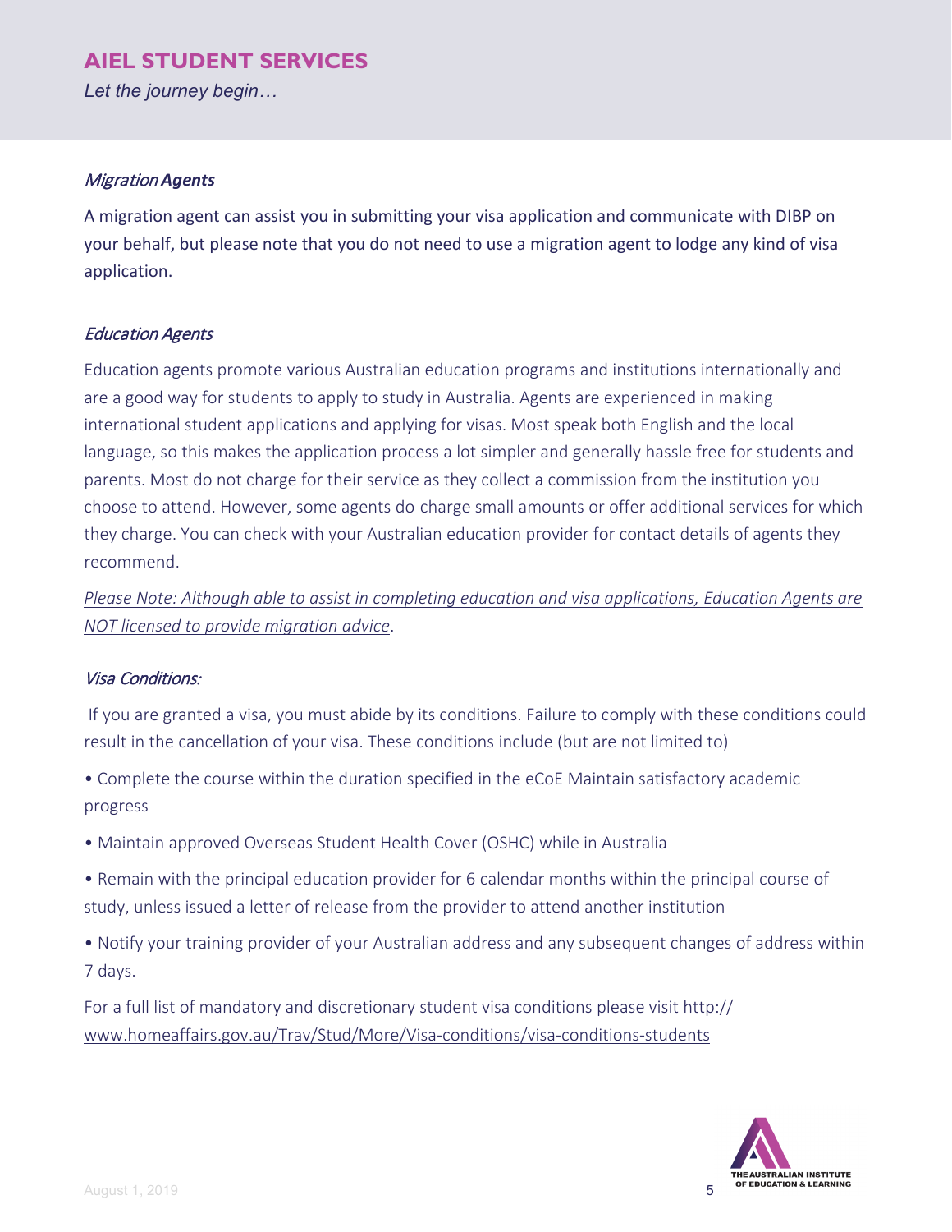### *Migration Agents*

A migration agent can assist you in submitting your visa application and communicate with DIBP on your behalf, but please note that you do not need to use a migration agent to lodge any kind of visa application.

### *Education Agents*

Education agents promote various Australian education programs and institutions internationally and are a good way for students to apply to study in Australia. Agents are experienced in making international student applications and applying for visas. Most speak both English and the local language, so this makes the application process a lot simpler and generally hassle free for students and parents. Most do not charge for their service as they collect a commission from the institution you choose to attend. However, some agents do charge small amounts or offer additional services for which they charge. You can check with your Australian education provider for contact details of agents they recommend.

*Please Note: Although able to assist in completing education and visa applications, Education Agents are NOT licensed to provide migration advice*.

### *Visa Conditions:*

If you are granted a visa, you must abide by its conditions. Failure to comply with these conditions could result in the cancellation of your visa. These conditions include (but are not limited to)

- Complete the course within the duration specified in the eCoE Maintain satisfactory academic progress
- Maintain approved Overseas Student Health Cover (OSHC) while in Australia
- Remain with the principal education provider for 6 calendar months within the principal course of study, unless issued a letter of release from the provider to attend another institution
- Notify your training provider of your Australian address and any subsequent changes of address within 7 days.

For a full list of mandatory and discretionary student visa conditions please visit http://www.homeaffairs.gov.au/Trav/Stud/More/Visa-conditions/visa-conditions-students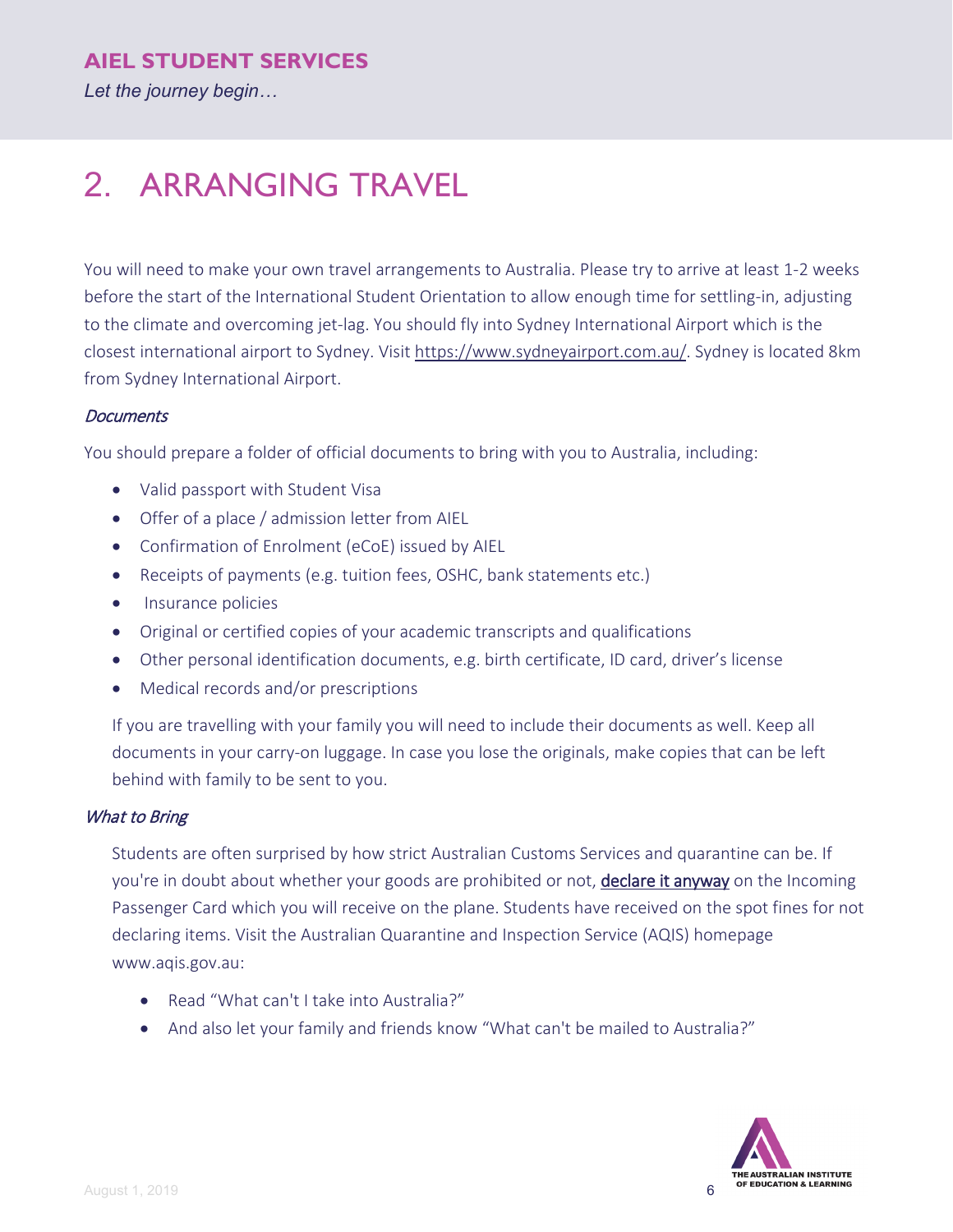# 2. ARRANGING TRAVEL

You will need to make your own travel arrangements to Australia. Please try to arrive at least 1-2 weeks before the start of the International Student Orientation to allow enough time for settling-in, adjusting to the climate and overcoming jet-lag. You should fly into Sydney International Airport which is the closest international airport to Sydney. Visit https://www.sydneyairport.com.au/. Sydney is located 8km from Sydney International Airport.

*Documents*

You should prepare a folder of official documents to bring with you to Australia, including:

- Valid passport with Student Visa
- Offer of a place / admission letter from AIEL
- Confirmation of Enrolment (eCoE) issued by AIEL
- Receipts of payments (e.g. tuition fees, OSHC, bank statements etc.)
- Insurance policies
- Original or certified copies of your academic transcripts and qualifications
- Other personal identification documents, e.g. birth certificate, ID card, driver's license
- Medical records and/or prescriptions

If you are travelling with your family you will need to include their documents as well. Keep all documents in your carry-on luggage. In case you lose the originals, make copies that can be left behind with family to be sent to you.

*What to Bring*

Students are often surprised by how strict Australian Customs Services and quarantine can be. If you're in doubt about whether your goods are prohibited or not, declare it anyway on the Incoming Passenger Card which you will receive on the plane. Students have received on the spot fines for not declaring items. Visit the Australian Quarantine and Inspection Service (AQIS) homepage www.aqis.gov.au:

- Read "What can't I take into Australia?"
- And also let your family and friends know "What can't be mailed to Australia?"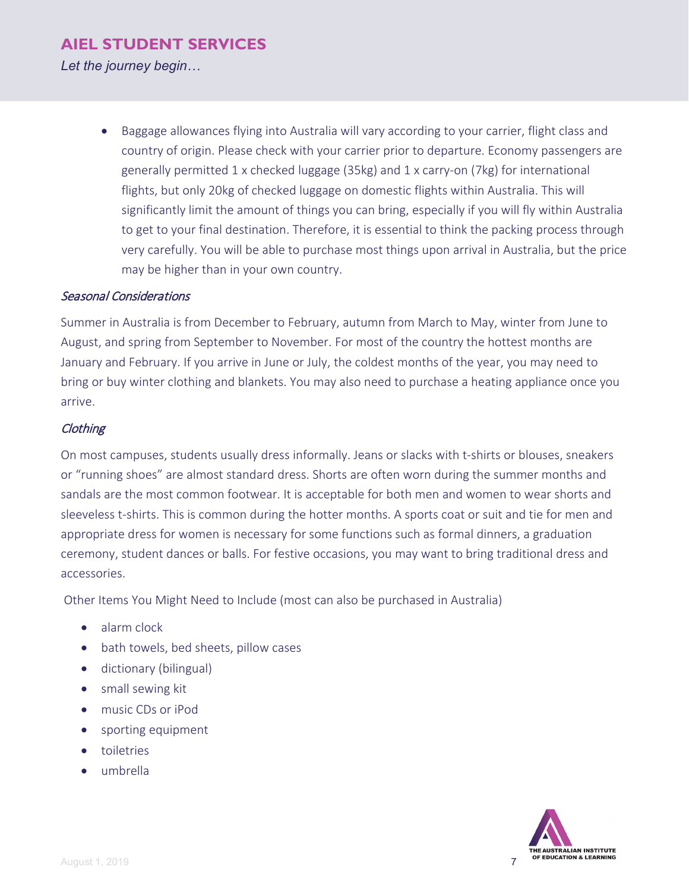- Baggage allowances flying into Australia will vary according to your carrier, flight class and country of origin. Please check with your carrier prior to departure. Economy passengers are generally permitted 1 x checked luggage (35kg) and 1 x carry-on (7kg) for international flights, but only 20kg of checked luggage on domestic flights within Australia. This will significantly limit the amount of things you can bring, especially if you will fly within Australia to get to your final destination. Therefore, it is essential to think the packing process through very carefully. You will be able to purchase most things upon arrival in Australia, but the price may be higher than in your own country.

### *Seasonal Considerations*

Summer in Australia is from December to February, autumn from March to May, winter from June to August, and spring from September to November. For most of the country the hottest months are January and February. If you arrive in June or July, the coldest months of the year, you may need to bring or buy winter clothing and blankets. You may also need to purchase a heating appliance once you arrive.

### *Clothing*

On most campuses, students usually dress informally. Jeans or slacks with t-shirts or blouses, sneakers or "running shoes" are almost standard dress. Shorts are often worn during the summer months and sandals are the most common footwear. It is acceptable for both men and women to wear shorts and sleeveless t-shirts. This is common during the hotter months. A sports coat or suit and tie for men and appropriate dress for women is necessary for some functions such as formal dinners, a graduation ceremony, student dances or balls. For festive occasions, you may want to bring traditional dress and accessories.

Other Items You Might Need to Include (most can also be purchased in Australia)

- alarm clock
- bath towels, bed sheets, pillow cases
- dictionary (bilingual)
- small sewing kit
- music CDs or iPod
- sporting equipment
- toiletries
- umbrella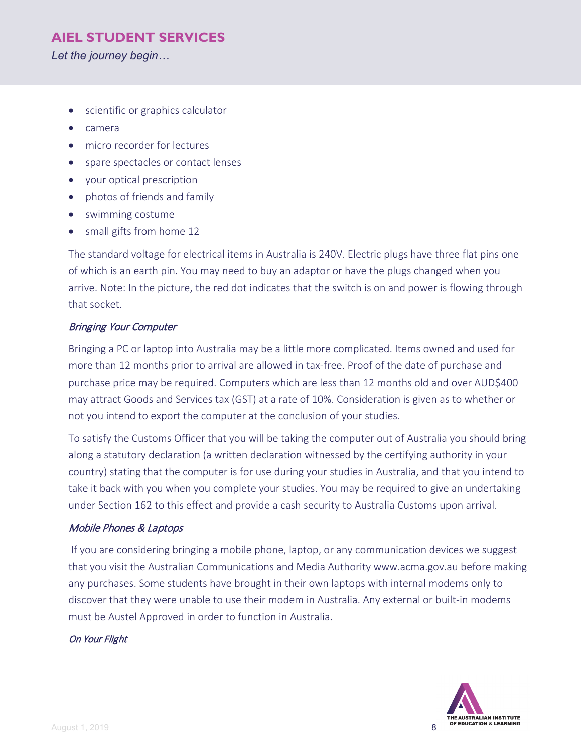- scientific or graphics calculator
- camera
- micro recorder for lectures
- spare spectacles or contact lenses
- your optical prescription
- photos of friends and family
- swimming costume
- small gifts from home 12

The standard voltage for electrical items in Australia is 240V. Electric plugs have three flat pins one of which is an earth pin. You may need to buy an adaptor or have the plugs changed when you arrive. Note: In the picture, the red dot indicates that the switch is on and power is flowing through that socket.

### *Bringing Your Computer*

Bringing a PC or laptop into Australia may be a little more complicated. Items owned and used for more than 12 months prior to arrival are allowed in tax-free. Proof of the date of purchase and purchase price may be required. Computers which are less than 12 months old and over AUD$400 may attract Goods and Services tax (GST) at a rate of 10%. Consideration is given as to whether or not you intend to export the computer at the conclusion of your studies.

To satisfy the Customs Officer that you will be taking the computer out of Australia you should bring along a statutory declaration (a written declaration witnessed by the certifying authority in your country) stating that the computer is for use during your studies in Australia, and that you intend to take it back with you when you complete your studies. You may be required to give an undertaking under Section 162 to this effect and provide a cash security to Australia Customs upon arrival.

### *Mobile Phones & Laptops*

If you are considering bringing a mobile phone, laptop, or any communication devices we suggest that you visit the Australian Communications and Media Authority www.acma.gov.au before making any purchases. Some students have brought in their own laptops with internal modems only to discover that they were unable to use their modem in Australia. Any external or built-in modems must be Austel Approved in order to function in Australia.

### *On Your Flight*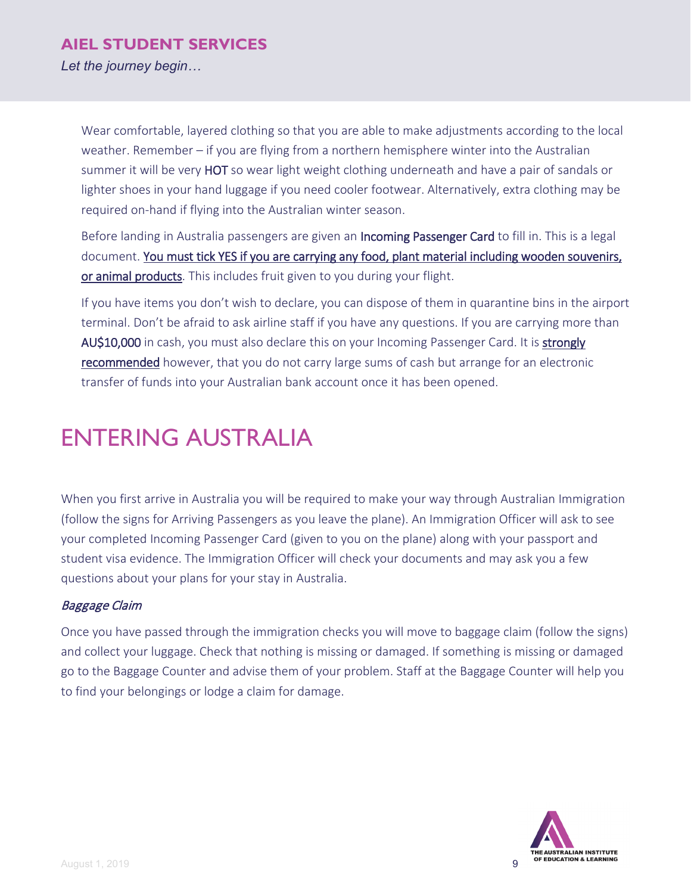Wear comfortable, layered clothing so that you are able to make adjustments according to the local weather. Remember – if you are flying from a northern hemisphere winter into the Australian summer it will be very HOT so wear light weight clothing underneath and have a pair of sandals or lighter shoes in your hand luggage if you need cooler footwear. Alternatively, extra clothing may be required on-hand if flying into the Australian winter season.

Before landing in Australia passengers are given an Incoming Passenger Card to fill in. This is a legal document. <u>You must tick YES if you are carrying any food, plant material including wooden souvenirs, or animal products</u>. This includes fruit given to you during your flight.

If you have items you don't wish to declare, you can dispose of them in quarantine bins in the airport terminal. Don't be afraid to ask airline staff if you have any questions. If you are carrying more than AU$10,000 in cash, you must also declare this on your Incoming Passenger Card. It is <u>strongly recommended</u> however, that you do not carry large sums of cash but arrange for an electronic transfer of funds into your Australian bank account once it has been opened.

# ENTERING AUSTRALIA

When you first arrive in Australia you will be required to make your way through Australian Immigration (follow the signs for Arriving Passengers as you leave the plane). An Immigration Officer will ask to see your completed Incoming Passenger Card (given to you on the plane) along with your passport and student visa evidence. The Immigration Officer will check your documents and may ask you a few questions about your plans for your stay in Australia.

### *Baggage Claim*

Once you have passed through the immigration checks you will move to baggage claim (follow the signs) and collect your luggage. Check that nothing is missing or damaged. If something is missing or damaged go to the Baggage Counter and advise them of your problem. Staff at the Baggage Counter will help you to find your belongings or lodge a claim for damage.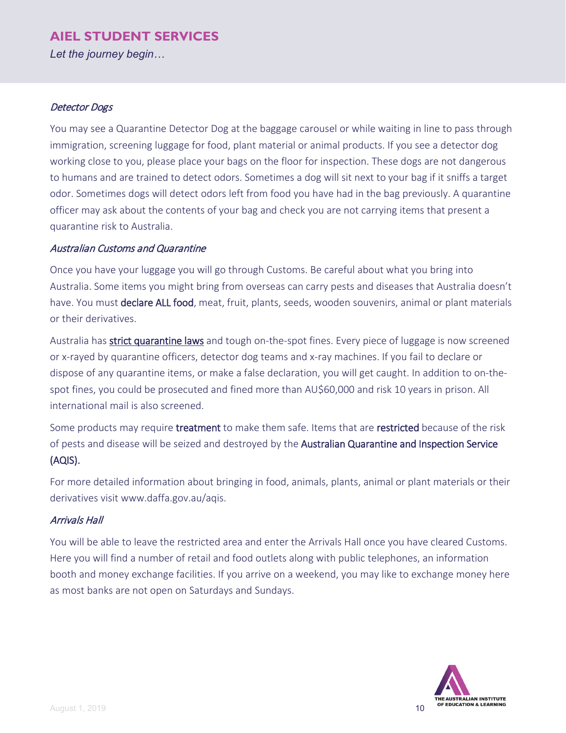*Detector Dogs*

You may see a Quarantine Detector Dog at the baggage carousel or while waiting in line to pass through immigration, screening luggage for food, plant material or animal products. If you see a detector dog working close to you, please place your bags on the floor for inspection. These dogs are not dangerous to humans and are trained to detect odors. Sometimes a dog will sit next to your bag if it sniffs a target odor. Sometimes dogs will detect odors left from food you have had in the bag previously. A quarantine officer may ask about the contents of your bag and check you are not carrying items that present a quarantine risk to Australia.

*Australian Customs and Quarantine*

Once you have your luggage you will go through Customs. Be careful about what you bring into Australia. Some items you might bring from overseas can carry pests and diseases that Australia doesn't have. You must declare ALL food, meat, fruit, plants, seeds, wooden souvenirs, animal or plant materials or their derivatives.

Australia has strict quarantine laws and tough on-the-spot fines. Every piece of luggage is now screened or x-rayed by quarantine officers, detector dog teams and x-ray machines. If you fail to declare or dispose of any quarantine items, or make a false declaration, you will get caught. In addition to on-the-spot fines, you could be prosecuted and fined more than AU$60,000 and risk 10 years in prison. All international mail is also screened.

Some products may require treatment to make them safe. Items that are restricted because of the risk of pests and disease will be seized and destroyed by the Australian Quarantine and Inspection Service (AQIS).

For more detailed information about bringing in food, animals, plants, animal or plant materials or their derivatives visit www.daffa.gov.au/aqis.

*Arrivals Hall*

You will be able to leave the restricted area and enter the Arrivals Hall once you have cleared Customs. Here you will find a number of retail and food outlets along with public telephones, an information booth and money exchange facilities. If you arrive on a weekend, you may like to exchange money here as most banks are not open on Saturdays and Sundays.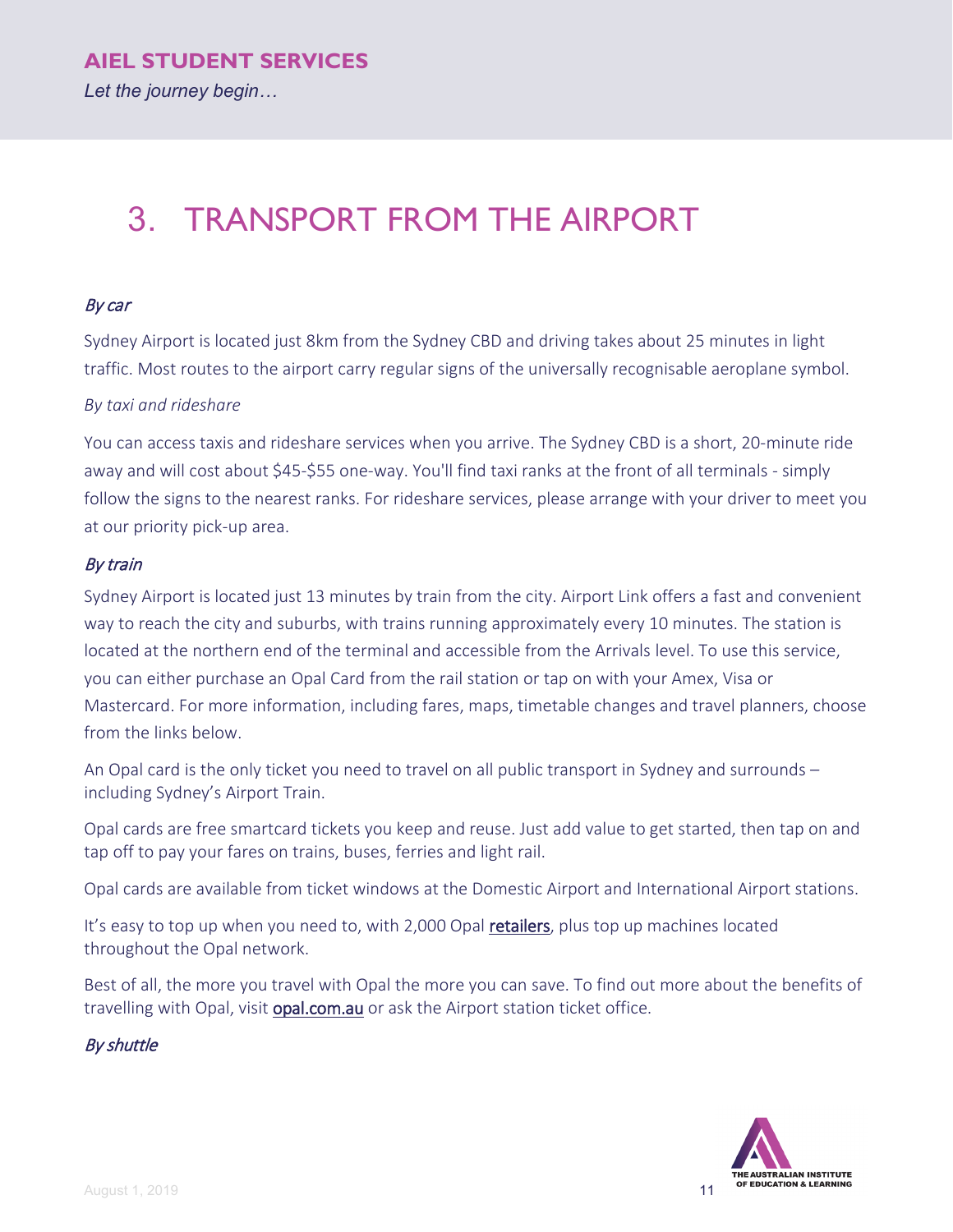# 3. TRANSPORT FROM THE AIRPORT

*By car*

Sydney Airport is located just 8km from the Sydney CBD and driving takes about 25 minutes in light traffic. Most routes to the airport carry regular signs of the universally recognisable aeroplane symbol.

*By taxi and rideshare*

You can access taxis and rideshare services when you arrive. The Sydney CBD is a short, 20-minute ride away and will cost about $45-$55 one-way. You'll find taxi ranks at the front of all terminals - simply follow the signs to the nearest ranks. For rideshare services, please arrange with your driver to meet you at our priority pick-up area.

*By train*

Sydney Airport is located just 13 minutes by train from the city. Airport Link offers a fast and convenient way to reach the city and suburbs, with trains running approximately every 10 minutes. The station is located at the northern end of the terminal and accessible from the Arrivals level. To use this service, you can either purchase an Opal Card from the rail station or tap on with your Amex, Visa or Mastercard. For more information, including fares, maps, timetable changes and travel planners, choose from the links below.

An Opal card is the only ticket you need to travel on all public transport in Sydney and surrounds – including Sydney's Airport Train.

Opal cards are free smartcard tickets you keep and reuse. Just add value to get started, then tap on and tap off to pay your fares on trains, buses, ferries and light rail.

Opal cards are available from ticket windows at the Domestic Airport and International Airport stations.

It's easy to top up when you need to, with 2,000 Opal retailers, plus top up machines located throughout the Opal network.

Best of all, the more you travel with Opal the more you can save. To find out more about the benefits of travelling with Opal, visit opal.com.au or ask the Airport station ticket office.

*By shuttle*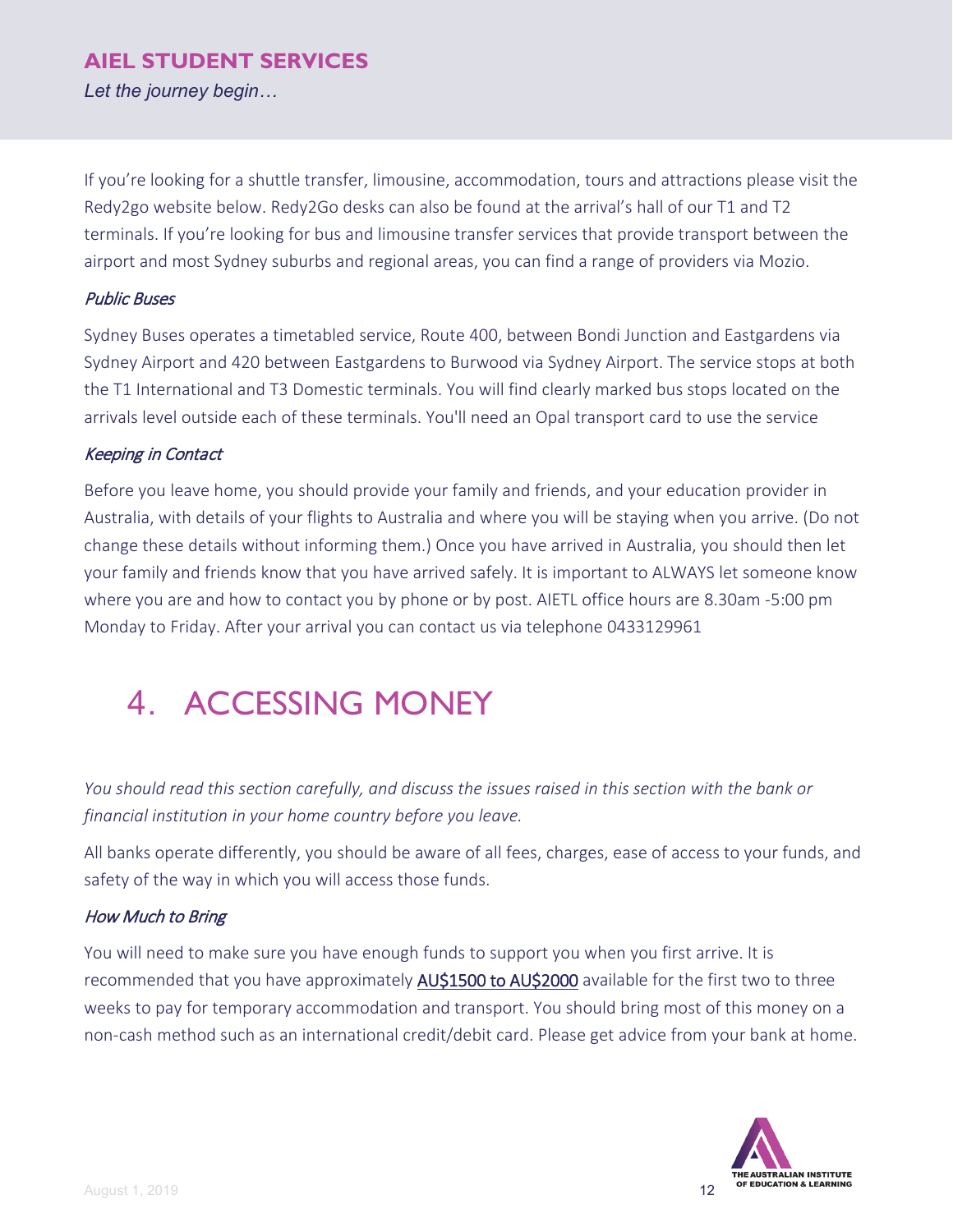If you're looking for a shuttle transfer, limousine, accommodation, tours and attractions please visit the Redy2go website below. Redy2Go desks can also be found at the arrival's hall of our T1 and T2 terminals. If you're looking for bus and limousine transfer services that provide transport between the airport and most Sydney suburbs and regional areas, you can find a range of providers via Mozio.

*Public Buses*

Sydney Buses operates a timetabled service, Route 400, between Bondi Junction and Eastgardens via Sydney Airport and 420 between Eastgardens to Burwood via Sydney Airport. The service stops at both the T1 International and T3 Domestic terminals. You will find clearly marked bus stops located on the arrivals level outside each of these terminals. You'll need an Opal transport card to use the service

*Keeping in Contact*

Before you leave home, you should provide your family and friends, and your education provider in Australia, with details of your flights to Australia and where you will be staying when you arrive. (Do not change these details without informing them.) Once you have arrived in Australia, you should then let your family and friends know that you have arrived safely. It is important to ALWAYS let someone know where you are and how to contact you by phone or by post. AIETL office hours are 8.30am -5:00 pm Monday to Friday. After your arrival you can contact us via telephone 0433129961

# 4. ACCESSING MONEY

*You should read this section carefully, and discuss the issues raised in this section with the bank or financial institution in your home country before you leave.*

All banks operate differently, you should be aware of all fees, charges, ease of access to your funds, and safety of the way in which you will access those funds.

*How Much to Bring*

You will need to make sure you have enough funds to support you when you first arrive. It is recommended that you have approximately AU$1500 to AU$2000 available for the first two to three weeks to pay for temporary accommodation and transport. You should bring most of this money on a non-cash method such as an international credit/debit card. Please get advice from your bank at home.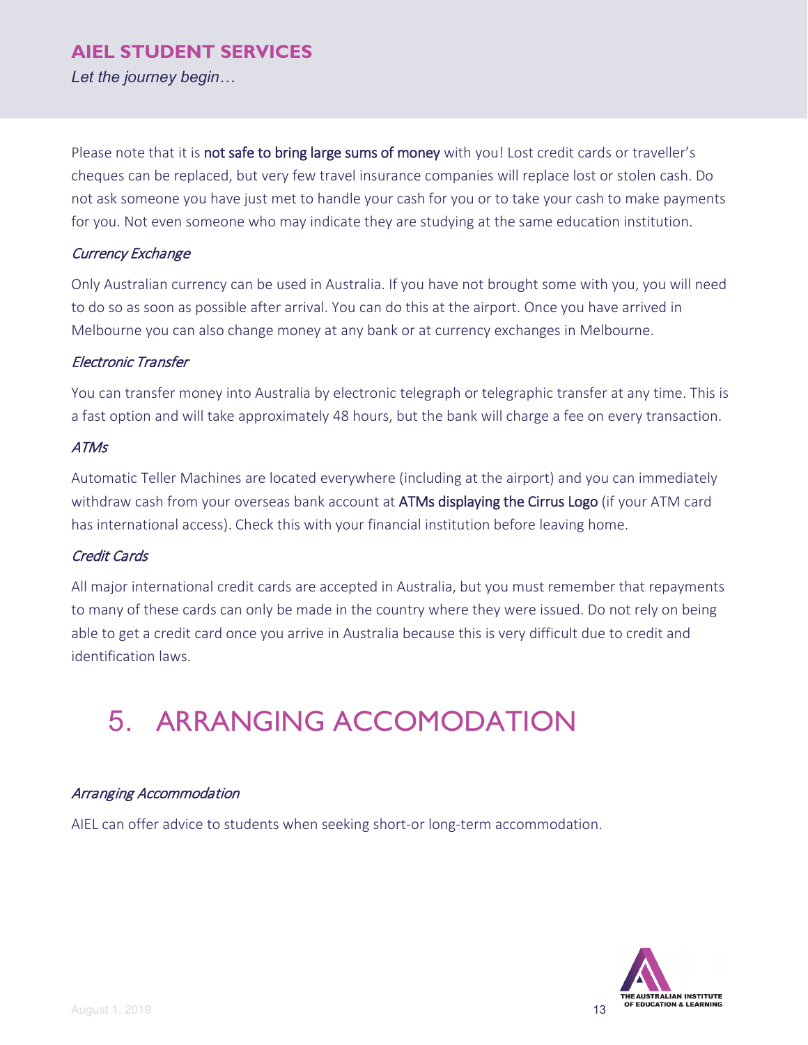Please note that it is **not safe to bring large sums of money** with you! Lost credit cards or traveller's cheques can be replaced, but very few travel insurance companies will replace lost or stolen cash. Do not ask someone you have just met to handle your cash for you or to take your cash to make payments for you. Not even someone who may indicate they are studying at the same education institution.

*Currency Exchange*

Only Australian currency can be used in Australia. If you have not brought some with you, you will need to do so as soon as possible after arrival. You can do this at the airport. Once you have arrived in Melbourne you can also change money at any bank or at currency exchanges in Melbourne.

*Electronic Transfer*

You can transfer money into Australia by electronic telegraph or telegraphic transfer at any time. This is a fast option and will take approximately 48 hours, but the bank will charge a fee on every transaction.

*ATMs*

Automatic Teller Machines are located everywhere (including at the airport) and you can immediately withdraw cash from your overseas bank account at **ATMs displaying the Cirrus Logo** (if your ATM card has international access). Check this with your financial institution before leaving home.

*Credit Cards*

All major international credit cards are accepted in Australia, but you must remember that repayments to many of these cards can only be made in the country where they were issued. Do not rely on being able to get a credit card once you arrive in Australia because this is very difficult due to credit and identification laws.

# 5. ARRANGING ACCOMODATION

*Arranging Accommodation*

AIEL can offer advice to students when seeking short-or long-term accommodation.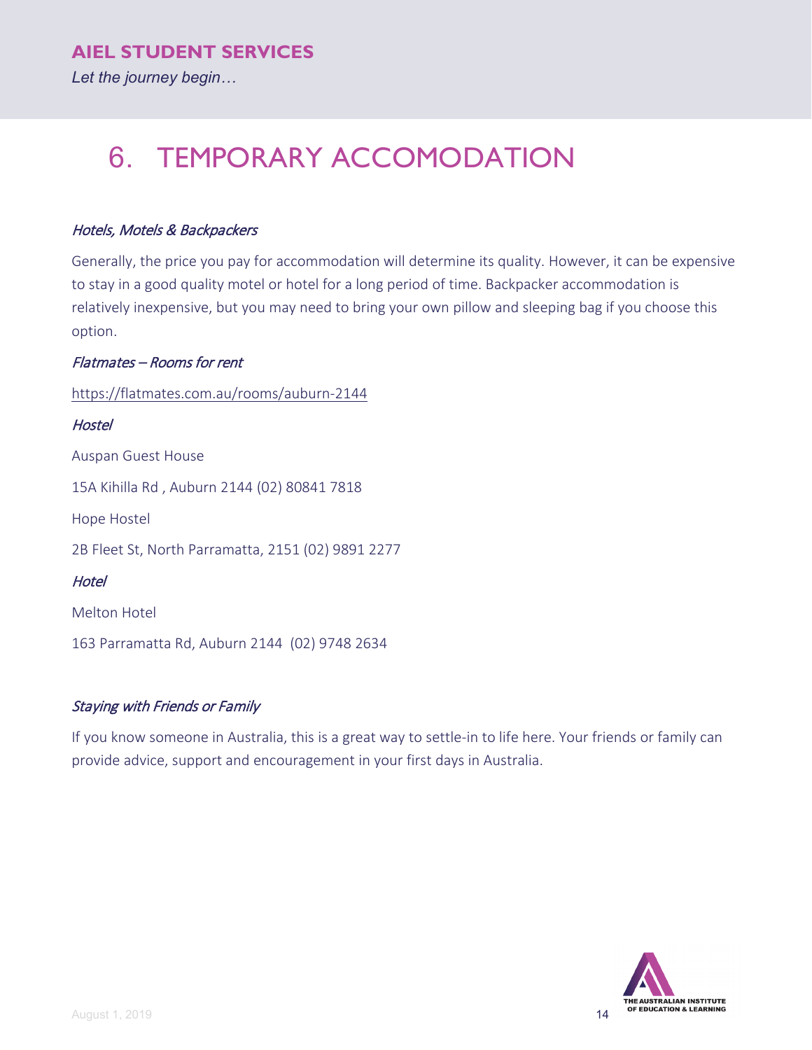# 6. TEMPORARY ACCOMODATION

*Hotels, Motels & Backpackers*

Generally, the price you pay for accommodation will determine its quality. However, it can be expensive to stay in a good quality motel or hotel for a long period of time. Backpacker accommodation is relatively inexpensive, but you may need to bring your own pillow and sleeping bag if you choose this option.

*Flatmates – Rooms for rent*

https://flatmates.com.au/rooms/auburn-2144

*Hostel*

Auspan Guest House

15A Kihilla Rd , Auburn 2144 (02) 80841 7818

Hope Hostel

2B Fleet St, North Parramatta, 2151 (02) 9891 2277

*Hotel*

Melton Hotel

163 Parramatta Rd, Auburn 2144 (02) 9748 2634

*Staying with Friends or Family*

If you know someone in Australia, this is a great way to settle-in to life here. Your friends or family can provide advice, support and encouragement in your first days in Australia.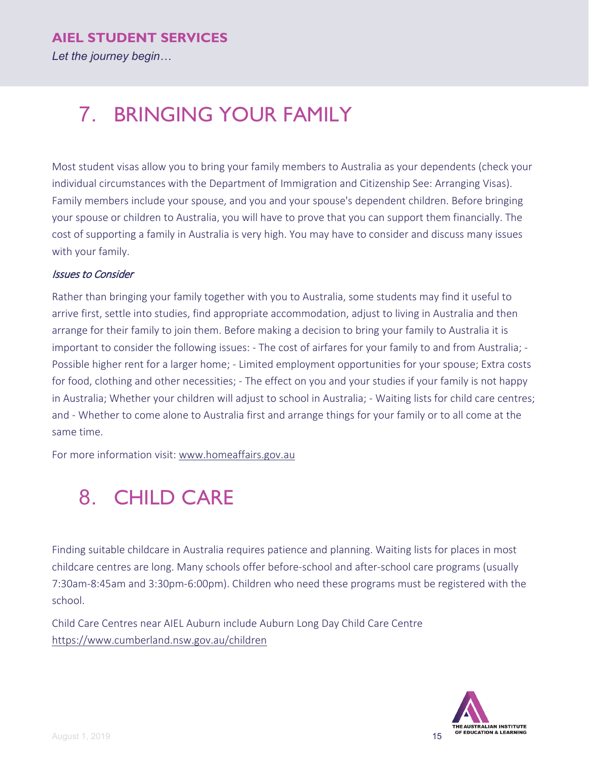# 7. BRINGING YOUR FAMILY

Most student visas allow you to bring your family members to Australia as your dependents (check your individual circumstances with the Department of Immigration and Citizenship See: Arranging Visas). Family members include your spouse, and you and your spouse's dependent children. Before bringing your spouse or children to Australia, you will have to prove that you can support them financially. The cost of supporting a family in Australia is very high. You may have to consider and discuss many issues with your family.

*Issues to Consider*

Rather than bringing your family together with you to Australia, some students may find it useful to arrive first, settle into studies, find appropriate accommodation, adjust to living in Australia and then arrange for their family to join them. Before making a decision to bring your family to Australia it is important to consider the following issues: - The cost of airfares for your family to and from Australia; - Possible higher rent for a larger home; - Limited employment opportunities for your spouse; Extra costs for food, clothing and other necessities; - The effect on you and your studies if your family is not happy in Australia; Whether your children will adjust to school in Australia; - Waiting lists for child care centres; and - Whether to come alone to Australia first and arrange things for your family or to all come at the same time.

For more information visit: www.homeaffairs.gov.au

# 8. CHILD CARE

Finding suitable childcare in Australia requires patience and planning. Waiting lists for places in most childcare centres are long. Many schools offer before-school and after-school care programs (usually 7:30am-8:45am and 3:30pm-6:00pm). Children who need these programs must be registered with the school.

Child Care Centres near AIEL Auburn include Auburn Long Day Child Care Centre https://www.cumberland.nsw.gov.au/children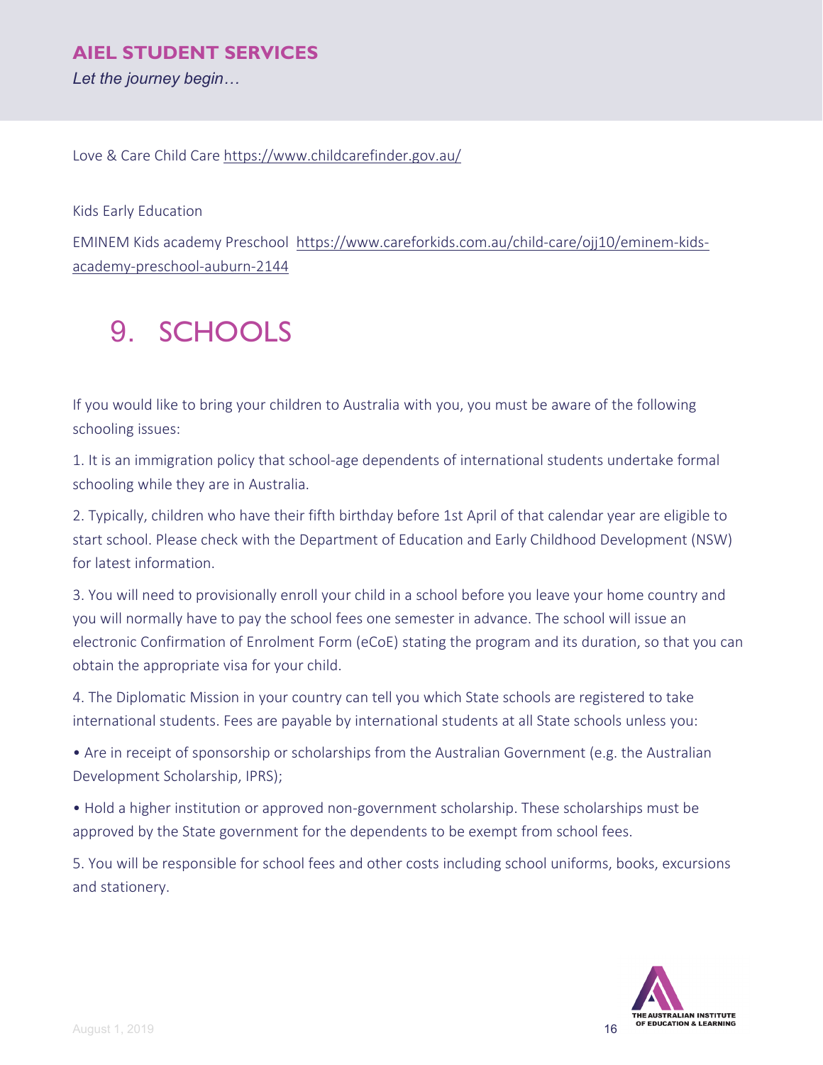Love & Care Child Care https://www.childcarefinder.gov.au/

Kids Early Education

EMINEM Kids academy Preschool https://www.careforkids.com.au/child-care/ojj10/eminem-kids-academy-preschool-auburn-2144

# 9. SCHOOLS

If you would like to bring your children to Australia with you, you must be aware of the following schooling issues:

1. It is an immigration policy that school-age dependents of international students undertake formal schooling while they are in Australia.

2. Typically, children who have their fifth birthday before 1st April of that calendar year are eligible to start school. Please check with the Department of Education and Early Childhood Development (NSW) for latest information.

3. You will need to provisionally enroll your child in a school before you leave your home country and you will normally have to pay the school fees one semester in advance. The school will issue an electronic Confirmation of Enrolment Form (eCoE) stating the program and its duration, so that you can obtain the appropriate visa for your child.

4. The Diplomatic Mission in your country can tell you which State schools are registered to take international students. Fees are payable by international students at all State schools unless you:

• Are in receipt of sponsorship or scholarships from the Australian Government (e.g. the Australian Development Scholarship, IPRS);

• Hold a higher institution or approved non-government scholarship. These scholarships must be approved by the State government for the dependents to be exempt from school fees.

5. You will be responsible for school fees and other costs including school uniforms, books, excursions and stationery.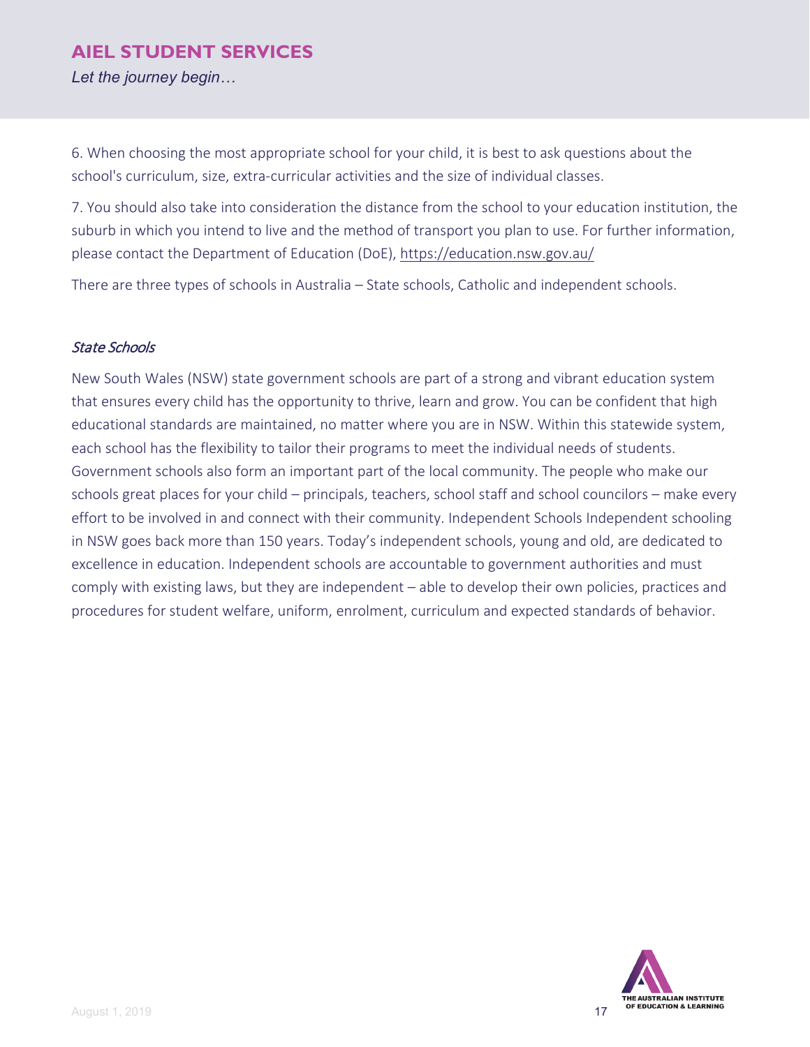6. When choosing the most appropriate school for your child, it is best to ask questions about the school's curriculum, size, extra-curricular activities and the size of individual classes.

7. You should also take into consideration the distance from the school to your education institution, the suburb in which you intend to live and the method of transport you plan to use. For further information, please contact the Department of Education (DoE), https://education.nsw.gov.au/

There are three types of schools in Australia – State schools, Catholic and independent schools.

*State Schools*

New South Wales (NSW) state government schools are part of a strong and vibrant education system that ensures every child has the opportunity to thrive, learn and grow. You can be confident that high educational standards are maintained, no matter where you are in NSW. Within this statewide system, each school has the flexibility to tailor their programs to meet the individual needs of students. Government schools also form an important part of the local community. The people who make our schools great places for your child – principals, teachers, school staff and school councilors – make every effort to be involved in and connect with their community. Independent Schools Independent schooling in NSW goes back more than 150 years. Today's independent schools, young and old, are dedicated to excellence in education. Independent schools are accountable to government authorities and must comply with existing laws, but they are independent – able to develop their own policies, practices and procedures for student welfare, uniform, enrolment, curriculum and expected standards of behavior.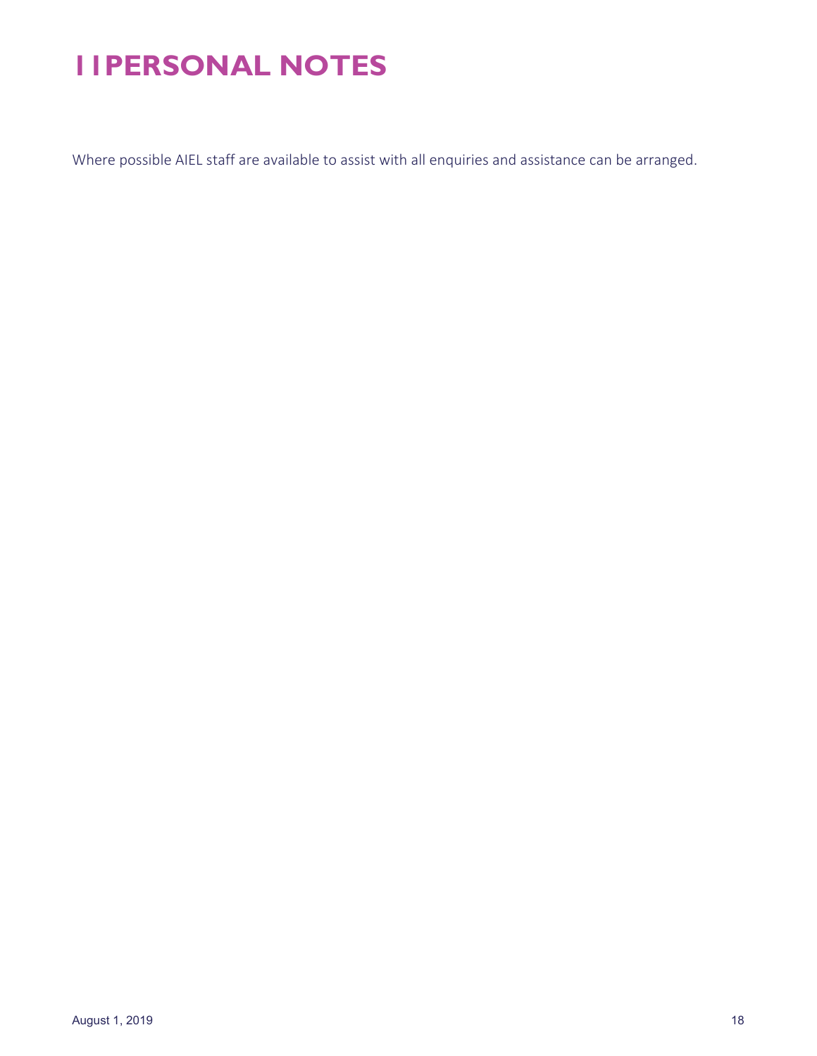# 11 PERSONAL NOTES

Where possible AIEL staff are available to assist with all enquiries and assistance can be arranged.